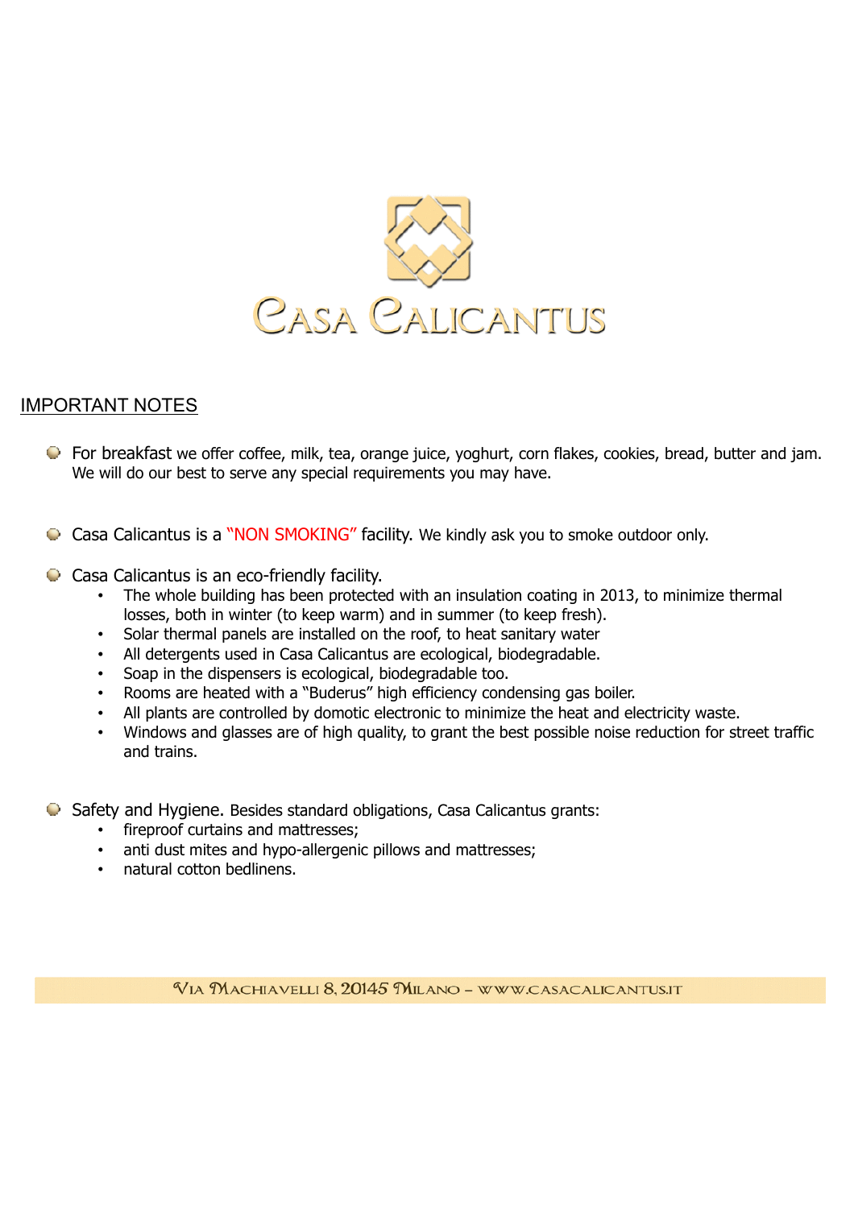# CASA CALICANTUS

## IMPORTANT NOTES

- For breakfast we offer coffee, milk, tea, orange juice, yoghurt, corn flakes, cookies, bread, butter and jam. We will do our best to serve any special requirements you may have.

- Casa Calicantus is a "NON SMOKING" facility. We kindly ask you to smoke outdoor only.

- Casa Calicantus is an eco-friendly facility.
    - The whole building has been protected with an insulation coating in 2013, to minimize thermal losses, both in winter (to keep warm) and in summer (to keep fresh).
    - Solar thermal panels are installed on the roof, to heat sanitary water
    - All detergents used in Casa Calicantus are ecological, biodegradable.
    - Soap in the dispensers is ecological, biodegradable too.
    - Rooms are heated with a "Buderus" high efficiency condensing gas boiler.
    - All plants are controlled by domotic electronic to minimize the heat and electricity waste.
    - Windows and glasses are of high quality, to grant the best possible noise reduction for street traffic and trains.

- Safety and Hygiene. Besides standard obligations, Casa Calicantus grants:
    - fireproof curtains and mattresses;
    - anti dust mites and hypo-allergenic pillows and mattresses;
    - natural cotton bedlinens.

VIA MACHIAVELLI 8, 20145 MILANO – WWW.CASACALICANTUS.IT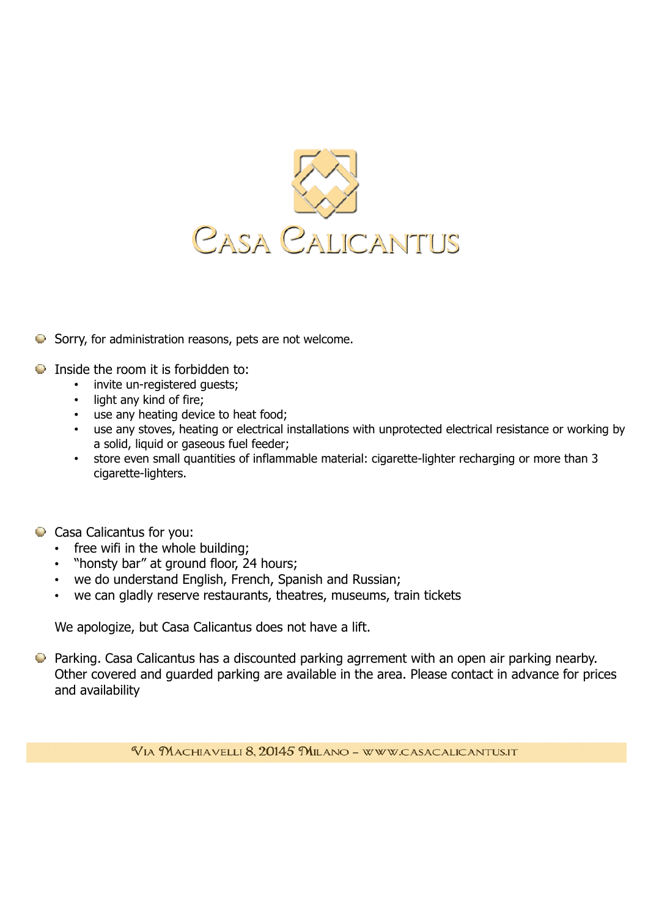# Casa Calicantus

- Sorry, for administration reasons, pets are not welcome.

- Inside the room it is forbidden to:
  - invite un-registered guests;
  - light any kind of fire;
  - use any heating device to heat food;
  - use any stoves, heating or electrical installations with unprotected electrical resistance or working by a solid, liquid or gaseous fuel feeder;
  - store even small quantities of inflammable material: cigarette-lighter recharging or more than 3 cigarette-lighters.

- Casa Calicantus for you:
  - free wifi in the whole building;
  - "honsty bar" at ground floor, 24 hours;
  - we do understand English, French, Spanish and Russian;
  - we can gladly reserve restaurants, theatres, museums, train tickets

  We apologize, but Casa Calicantus does not have a lift.

- Parking. Casa Calicantus has a discounted parking agrrement with an open air parking nearby. Other covered and guarded parking are available in the area. Please contact in advance for prices and availability

Via Machiavelli 8, 20145 Milano – www.casacalicantus.it